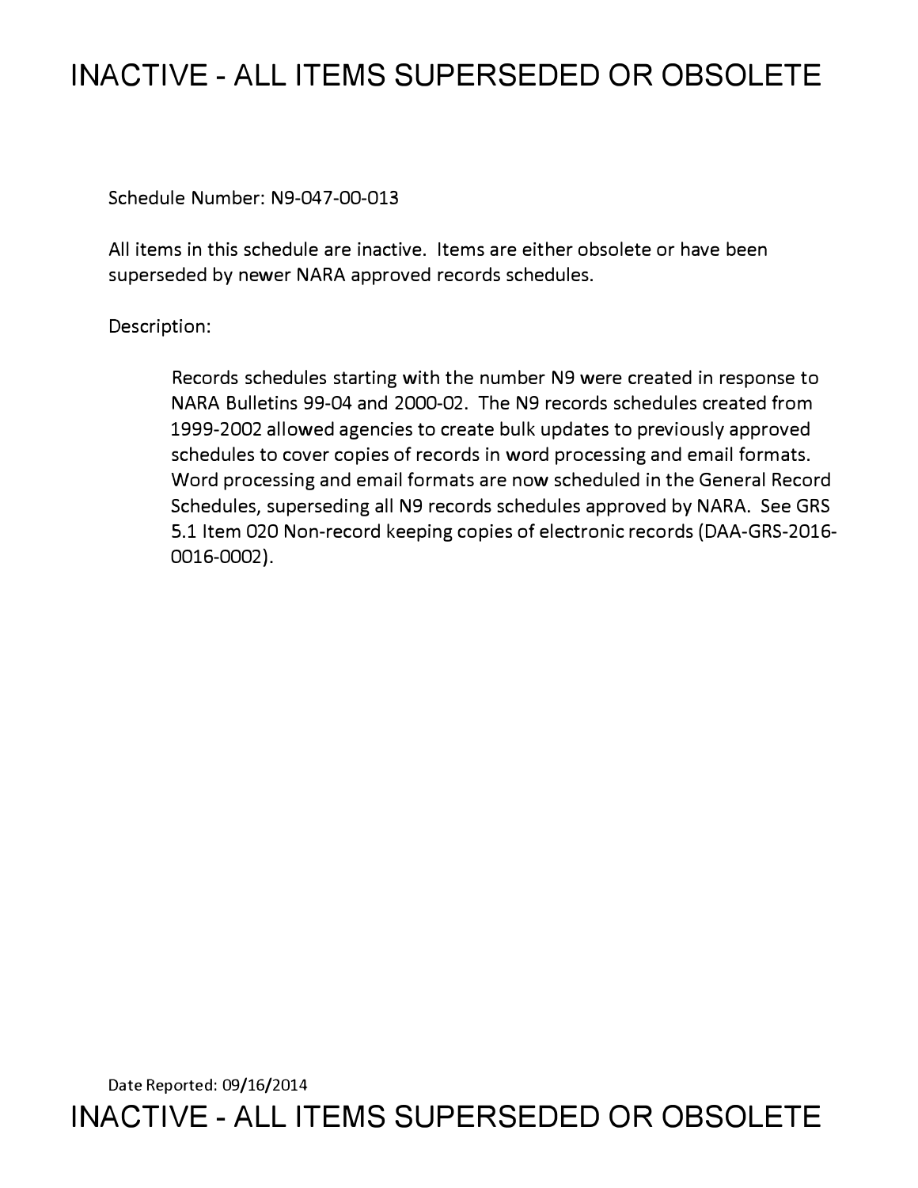# INACTIVE - ALL ITEMS SUPERSEDED OR OBSOLETE

Schedule Number: N9-047-00-013

All items in this schedule are inactive. Items are either obsolete or have been superseded by newer NARA approved records schedules.

Description:

> Records schedules starting with the number N9 were created in response to NARA Bulletins 99-04 and 2000-02. The N9 records schedules created from 1999-2002 allowed agencies to create bulk updates to previously approved schedules to cover copies of records in word processing and email formats. Word processing and email formats are now scheduled in the General Record Schedules, superseding all N9 records schedules approved by NARA. See GRS 5.1 Item 020 Non-record keeping copies of electronic records (DAA-GRS-2016-0016-0002).

Date Reported: 09/16/2014

# INACTIVE - ALL ITEMS SUPERSEDED OR OBSOLETE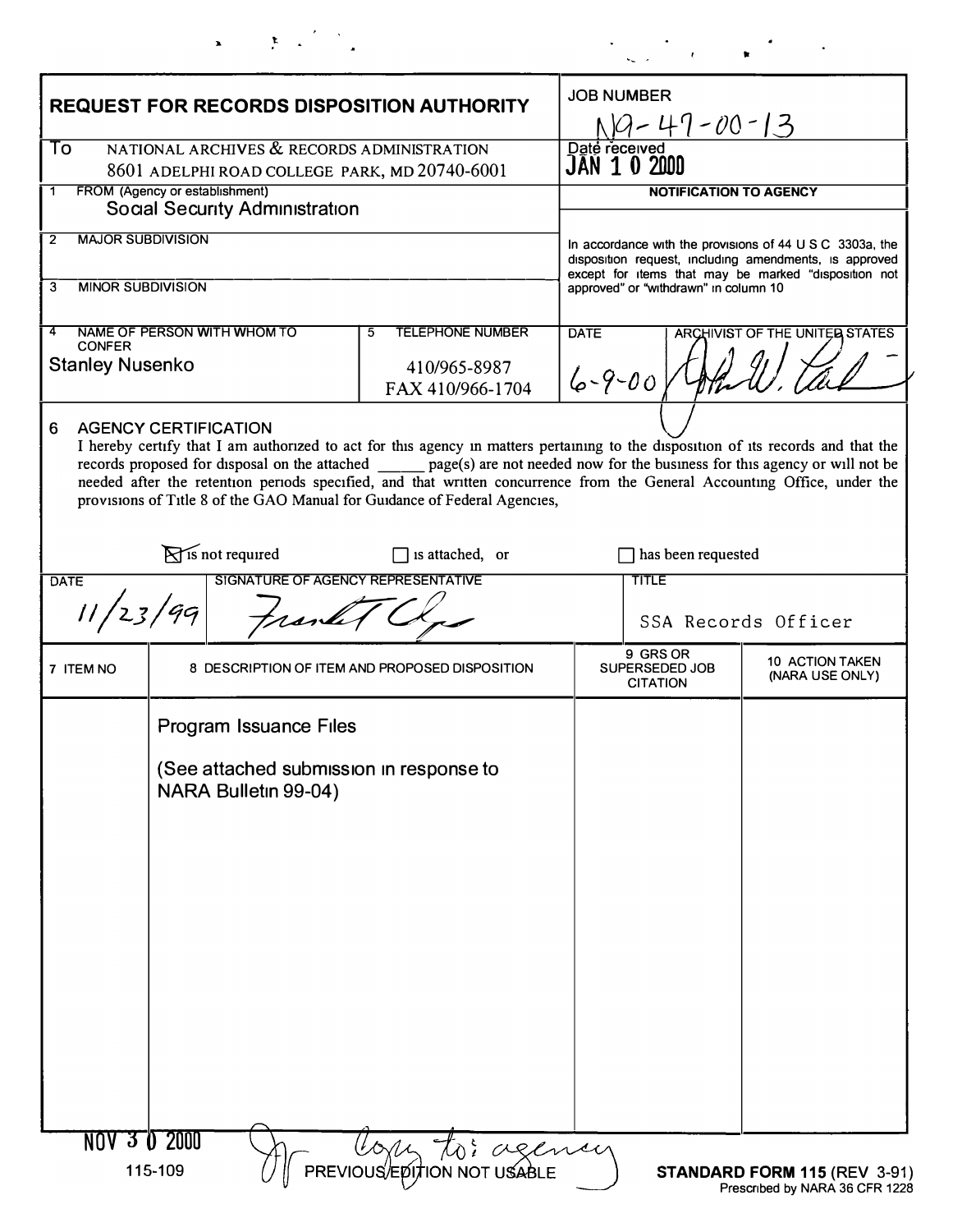# REQUEST FOR RECORDS DISPOSITION AUTHORITY

| | |
|---|---|
| **JOB NUMBER** | N9-47-00-13 |
| **Date received** | JAN 1 0 2000 |

**To** NATIONAL ARCHIVES & RECORDS ADMINISTRATION
8601 ADELPHI ROAD COLLEGE PARK, MD 20740-6001

**1 FROM (Agency or establishment)**
Social Security Administration

**2 MAJOR SUBDIVISION**

**3 MINOR SUBDIVISION**

**4 NAME OF PERSON WITH WHOM TO CONFER**
Stanley Nusenko

**5 TELEPHONE NUMBER**
410/965-8987
FAX 410/966-1704

**NOTIFICATION TO AGENCY**

In accordance with the provisions of 44 U S C 3303a, the disposition request, including amendments, is approved except for items that may be marked "disposition not approved" or "withdrawn" in column 10

| DATE | ARCHIVIST OF THE UNITED STATES |
|---|---|
| 6-9-00 | [signature] |

**6 AGENCY CERTIFICATION**

I hereby certify that I am authorized to act for this agency in matters pertaining to the disposition of its records and that the records proposed for disposal on the attached ______ page(s) are not needed now for the business for this agency or will not be needed after the retention periods specified, and that written concurrence from the General Accounting Office, under the provisions of Title 8 of the GAO Manual for Guidance of Federal Agencies,

☒ is not required ☐ is attached, or ☐ has been requested

| DATE | SIGNATURE OF AGENCY REPRESENTATIVE | TITLE |
|---|---|---|
| 11/23/99 | [signature] | SSA Records Officer |

| 7 ITEM NO | 8 DESCRIPTION OF ITEM AND PROPOSED DISPOSITION | 9 GRS OR SUPERSEDED JOB CITATION | 10 ACTION TAKEN (NARA USE ONLY) |
|---|---|---|---|
| | Program Issuance Files<br><br>(See attached submission in response to NARA Bulletin 99-04) | | |

NOV 3 0 2000 — Copy to: agency

115-109 PREVIOUS EDITION NOT USABLE **STANDARD FORM 115** (REV 3-91)
Prescribed by NARA 36 CFR 1228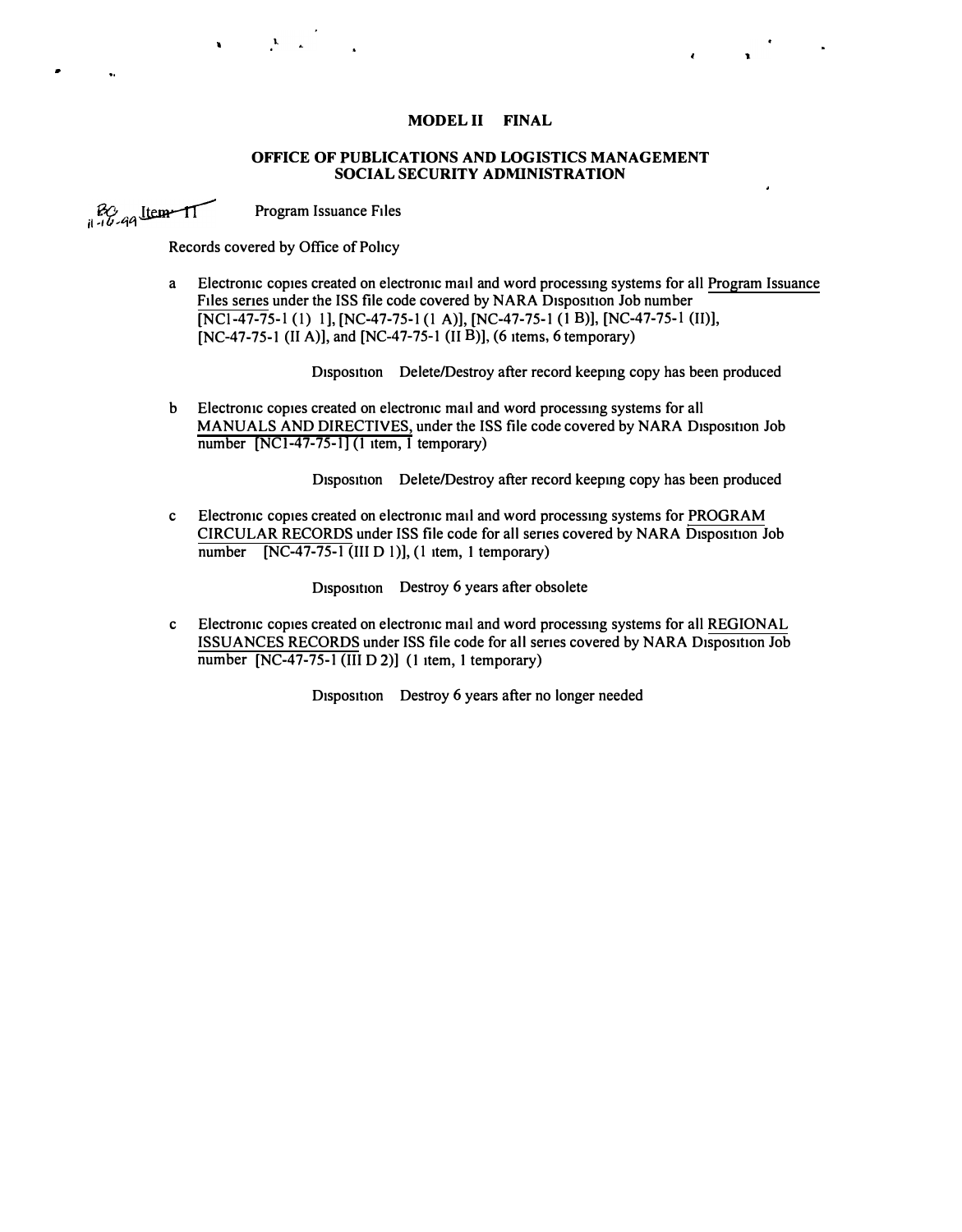**MODEL II FINAL**

**OFFICE OF PUBLICATIONS AND LOGISTICS MANAGEMENT**
**SOCIAL SECURITY ADMINISTRATION**

BO 11-16-99 ~~Item 11~~ Program Issuance Files

Records covered by Office of Policy

a Electronic copies created on electronic mail and word processing systems for all Program Issuance Files series under the ISS file code covered by NARA Disposition Job number [NC1-47-75-1 (1) 1], [NC-47-75-1 (1 A)], [NC-47-75-1 (1 B)], [NC-47-75-1 (II)], [NC-47-75-1 (II A)], and [NC-47-75-1 (II B)], (6 items, 6 temporary)

Disposition Delete/Destroy after record keeping copy has been produced

b Electronic copies created on electronic mail and word processing systems for all MANUALS AND DIRECTIVES, under the ISS file code covered by NARA Disposition Job number [NC1-47-75-1] (1 item, 1 temporary)

Disposition Delete/Destroy after record keeping copy has been produced

c Electronic copies created on electronic mail and word processing systems for PROGRAM CIRCULAR RECORDS under ISS file code for all series covered by NARA Disposition Job number [NC-47-75-1 (III D 1)], (1 item, 1 temporary)

Disposition Destroy 6 years after obsolete

c Electronic copies created on electronic mail and word processing systems for all REGIONAL ISSUANCES RECORDS under ISS file code for all series covered by NARA Disposition Job number [NC-47-75-1 (III D 2)] (1 item, 1 temporary)

Disposition Destroy 6 years after no longer needed